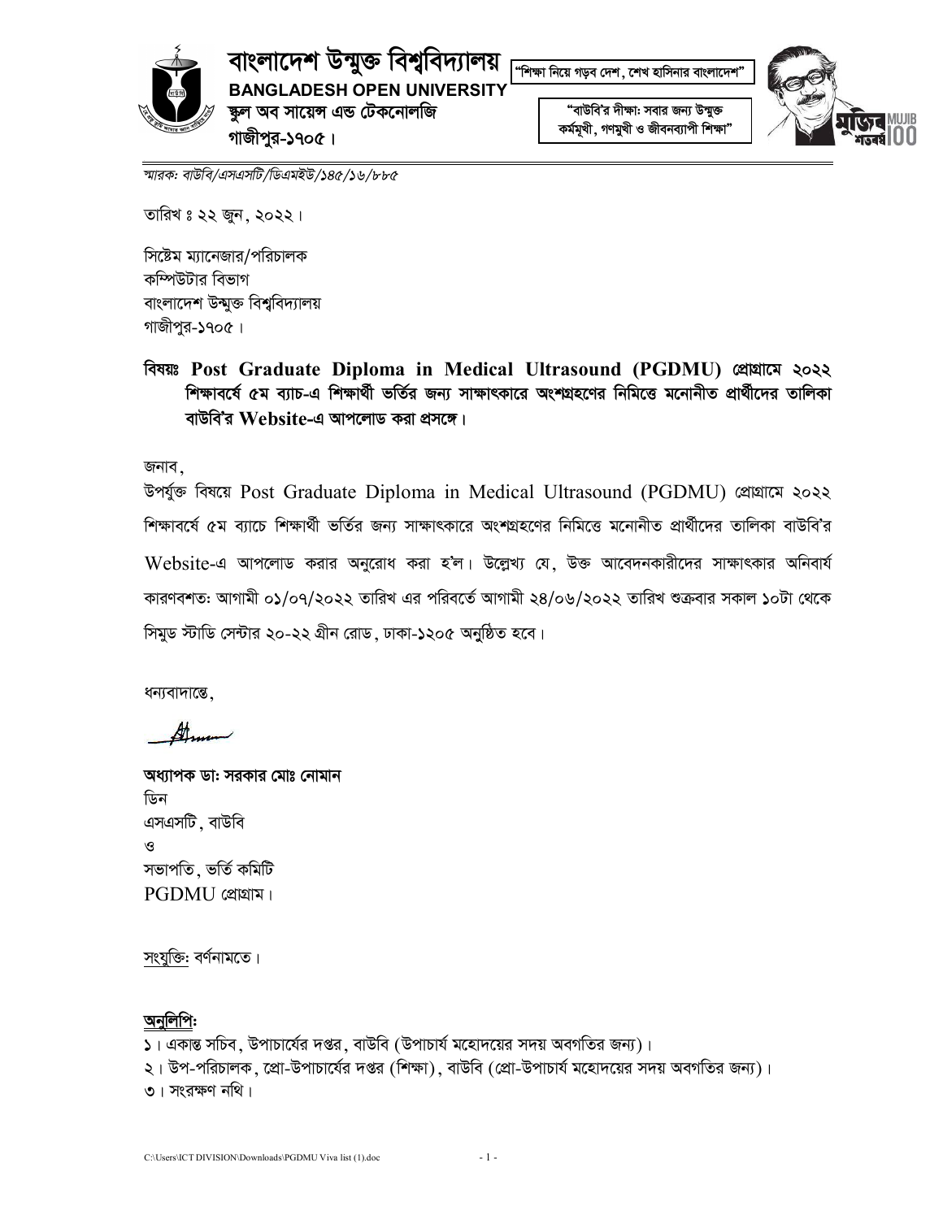**বাংলাদেশ উন্মুক্ত বিশ্ববিদ্যালয়**
**BANGLADESH OPEN UNIVERSITY**
**স্কুল অব সায়েন্স এন্ড টেকনোলজি**
**গাজীপুর-১৭০৫।**

"শিক্ষা নিয়ে গড়ব দেশ, শেখ হাসিনার বাংলাদেশ"

"বাউবি'র দীক্ষা: সবার জন্য উন্মুক্ত কর্মমুখী, গণমুখী ও জীবনব্যাপী শিক্ষা"

মুজিব শতবর্ষ MUJIB 100

---

*স্মারক: বাউবি/এসএসটি/ডিএমইউ/১৪৫/১৬/৮৮৫*

তারিখ ঃ ২২ জুন, ২০২২।

সিস্টেম ম্যানেজার/পরিচালক
কম্পিউটার বিভাগ
বাংলাদেশ উন্মুক্ত বিশ্ববিদ্যালয়
গাজীপুর-১৭০৫।

**বিষয়ঃ Post Graduate Diploma in Medical Ultrasound (PGDMU) প্রোগ্রামে ২০২২ শিক্ষাবর্ষে ৫ম ব্যাচ-এ শিক্ষার্থী ভর্তির জন্য সাক্ষাৎকারে অংশগ্রহণের নিমিত্তে মনোনীত প্রার্থীদের তালিকা বাউবি'র Website-এ আপলোড করা প্রসঙ্গে।**

জনাব,

উপর্যুক্ত বিষয়ে Post Graduate Diploma in Medical Ultrasound (PGDMU) প্রোগ্রামে ২০২২ শিক্ষাবর্ষে ৫ম ব্যাচে শিক্ষার্থী ভর্তির জন্য সাক্ষাৎকারে অংশগ্রহণের নিমিত্তে মনোনীত প্রার্থীদের তালিকা বাউবি'র Website-এ আপলোড করার অনুরোধ করা হ'ল। উল্লেখ্য যে, উক্ত আবেদনকারীদের সাক্ষাৎকার অনিবার্য কারণবশতঃ আগামী ০১/০৭/২০২২ তারিখ এর পরিবর্তে আগামী ২৪/০৬/২০২২ তারিখ শুক্রবার সকাল ১০টা থেকে সিমুড স্টাডি সেন্টার ২০-২২ গ্রীন রোড, ঢাকা-১২০৫ অনুষ্ঠিত হবে।

ধন্যবাদান্তে,

**অধ্যাপক ডাঃ সরকার মোঃ নোমান**
ডিন
এসএসটি, বাউবি
ও
সভাপতি, ভর্তি কমিটি
PGDMU প্রোগ্রাম।

সংযুক্তি: বর্ণনামতে।

**অনুলিপি:**

১। একান্ত সচিব, উপাচার্যের দপ্তর, বাউবি (উপাচার্য মহোদয়ের সদয় অবগতির জন্য)।
২। উপ-পরিচালক, প্রো-উপাচার্যের দপ্তর (শিক্ষা), বাউবি (প্রো-উপাচার্য মহোদয়ের সদয় অবগতির জন্য)।
৩। সংরক্ষণ নথি।

C:\Users\ICT DIVISION\Downloads\PGDMU Viva list (1).doc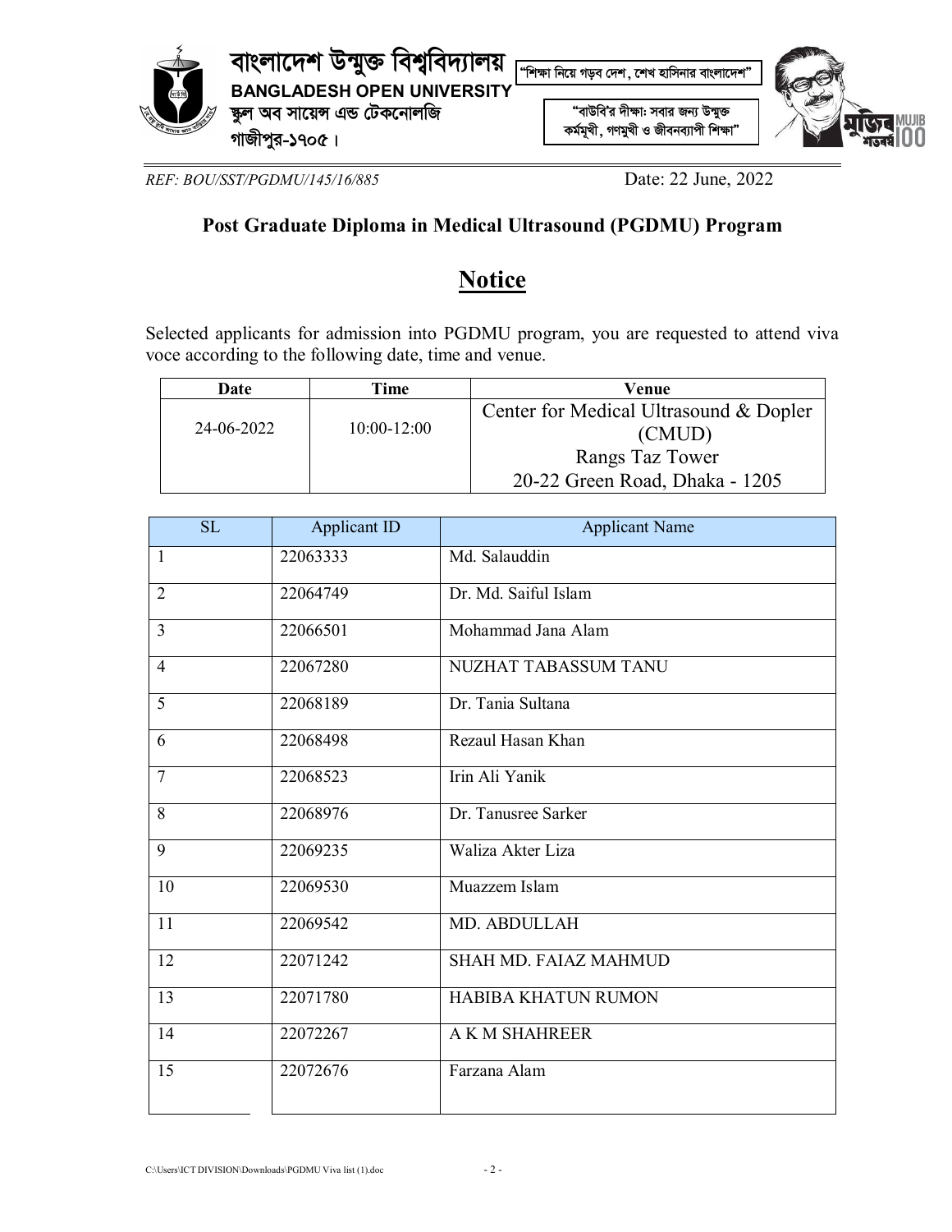বাংলাদেশ উন্মুক্ত বিশ্ববিদ্যালয়
**BANGLADESH OPEN UNIVERSITY**
স্কুল অব সায়েন্স এন্ড টেকনোলজি
গাজীপুর-১৭০৫।

"শিক্ষা নিয়ে গড়ব দেশ, শেখ হাসিনার বাংলাদেশ"

"বাউবি'র দীক্ষা: সবার জন্য উন্মুক্ত কর্মমুখী, গণমুখী ও জীবনব্যাপী শিক্ষা"

মুজিব শতবর্ষ MUJIB 100

*REF: BOU/SST/PGDMU/145/16/885* Date: 22 June, 2022

**Post Graduate Diploma in Medical Ultrasound (PGDMU) Program**

# Notice

Selected applicants for admission into PGDMU program, you are requested to attend viva voce according to the following date, time and venue.

| Date | Time | Venue |
|---|---|---|
| 24-06-2022 | 10:00-12:00 | Center for Medical Ultrasound & Dopler (CMUD) Rangs Taz Tower 20-22 Green Road, Dhaka - 1205 |

| SL | Applicant ID | Applicant Name |
|---|---|---|
| 1 | 22063333 | Md. Salauddin |
| 2 | 22064749 | Dr. Md. Saiful Islam |
| 3 | 22066501 | Mohammad Jana Alam |
| 4 | 22067280 | NUZHAT TABASSUM TANU |
| 5 | 22068189 | Dr. Tania Sultana |
| 6 | 22068498 | Rezaul Hasan Khan |
| 7 | 22068523 | Irin Ali Yanik |
| 8 | 22068976 | Dr. Tanusree Sarker |
| 9 | 22069235 | Waliza Akter Liza |
| 10 | 22069530 | Muazzem Islam |
| 11 | 22069542 | MD. ABDULLAH |
| 12 | 22071242 | SHAH MD. FAIAZ MAHMUD |
| 13 | 22071780 | HABIBA KHATUN RUMON |
| 14 | 22072267 | A K M SHAHREER |
| 15 | 22072676 | Farzana Alam |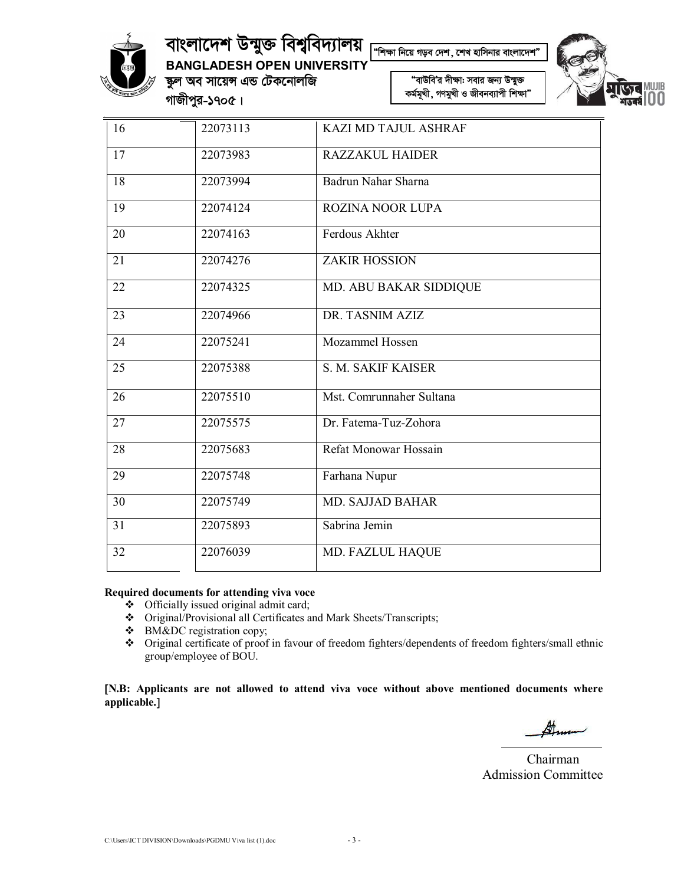| | | |
|---|---|---|
| 16 | 22073113 | KAZI MD TAJUL ASHRAF |
| 17 | 22073983 | RAZZAKUL HAIDER |
| 18 | 22073994 | Badrun Nahar Sharna |
| 19 | 22074124 | ROZINA NOOR LUPA |
| 20 | 22074163 | Ferdous Akhter |
| 21 | 22074276 | ZAKIR HOSSION |
| 22 | 22074325 | MD. ABU BAKAR SIDDIQUE |
| 23 | 22074966 | DR. TASNIM AZIZ |
| 24 | 22075241 | Mozammel Hossen |
| 25 | 22075388 | S. M. SAKIF KAISER |
| 26 | 22075510 | Mst. Comrunnaher Sultana |
| 27 | 22075575 | Dr. Fatema-Tuz-Zohora |
| 28 | 22075683 | Refat Monowar Hossain |
| 29 | 22075748 | Farhana Nupur |
| 30 | 22075749 | MD. SAJJAD BAHAR |
| 31 | 22075893 | Sabrina Jemin |
| 32 | 22076039 | MD. FAZLUL HAQUE |

**Required documents for attending viva voce**

- Officially issued original admit card;
- Original/Provisional all Certificates and Mark Sheets/Transcripts;
- BM&DC registration copy;
- Original certificate of proof in favour of freedom fighters/dependents of freedom fighters/small ethnic group/employee of BOU.

**[N.B: Applicants are not allowed to attend viva voce without above mentioned documents where applicable.]**

Chairman
Admission Committee